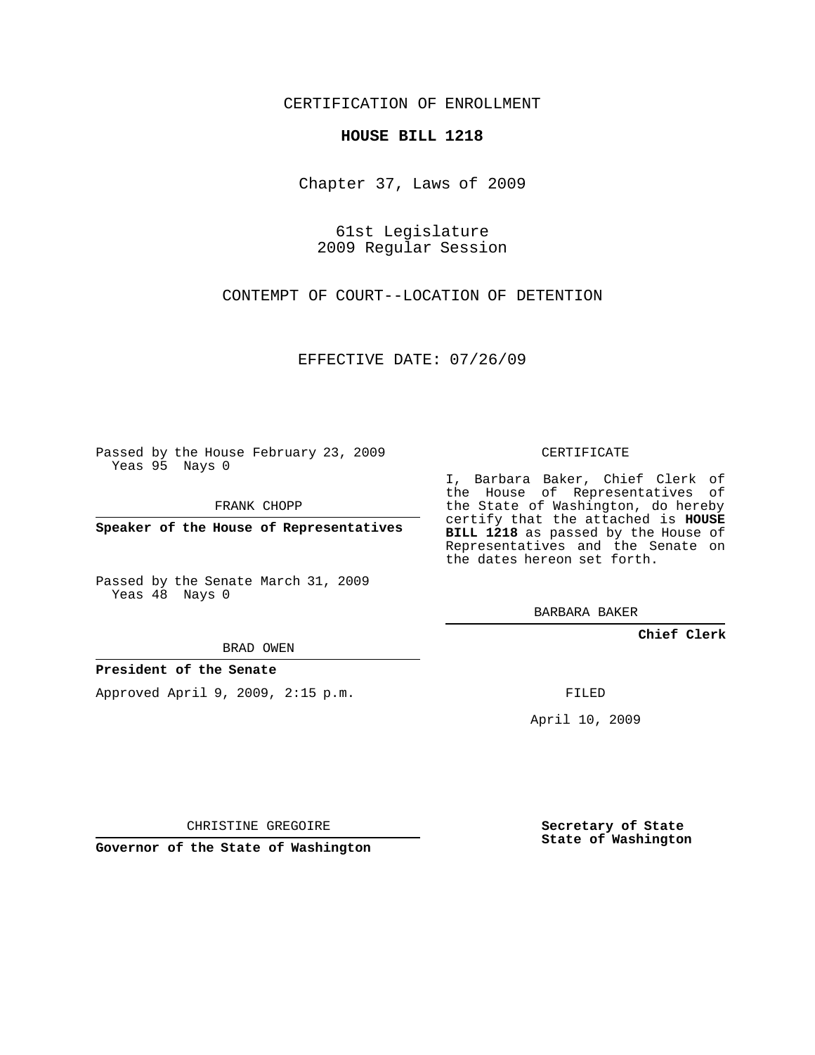CERTIFICATION OF ENROLLMENT

**HOUSE BILL 1218**

Chapter 37, Laws of 2009

61st Legislature
2009 Regular Session

CONTEMPT OF COURT--LOCATION OF DETENTION

EFFECTIVE DATE: 07/26/09

Passed by the House February 23, 2009
Yeas 95 Nays 0

FRANK CHOPP

**Speaker of the House of Representatives**

Passed by the Senate March 31, 2009
Yeas 48 Nays 0

BRAD OWEN

**President of the Senate**

Approved April 9, 2009, 2:15 p.m.

CHRISTINE GREGOIRE

**Governor of the State of Washington**

CERTIFICATE

I, Barbara Baker, Chief Clerk of the House of Representatives of the State of Washington, do hereby certify that the attached is **HOUSE BILL 1218** as passed by the House of Representatives and the Senate on the dates hereon set forth.

BARBARA BAKER

**Chief Clerk**

FILED

April 10, 2009

**Secretary of State**
**State of Washington**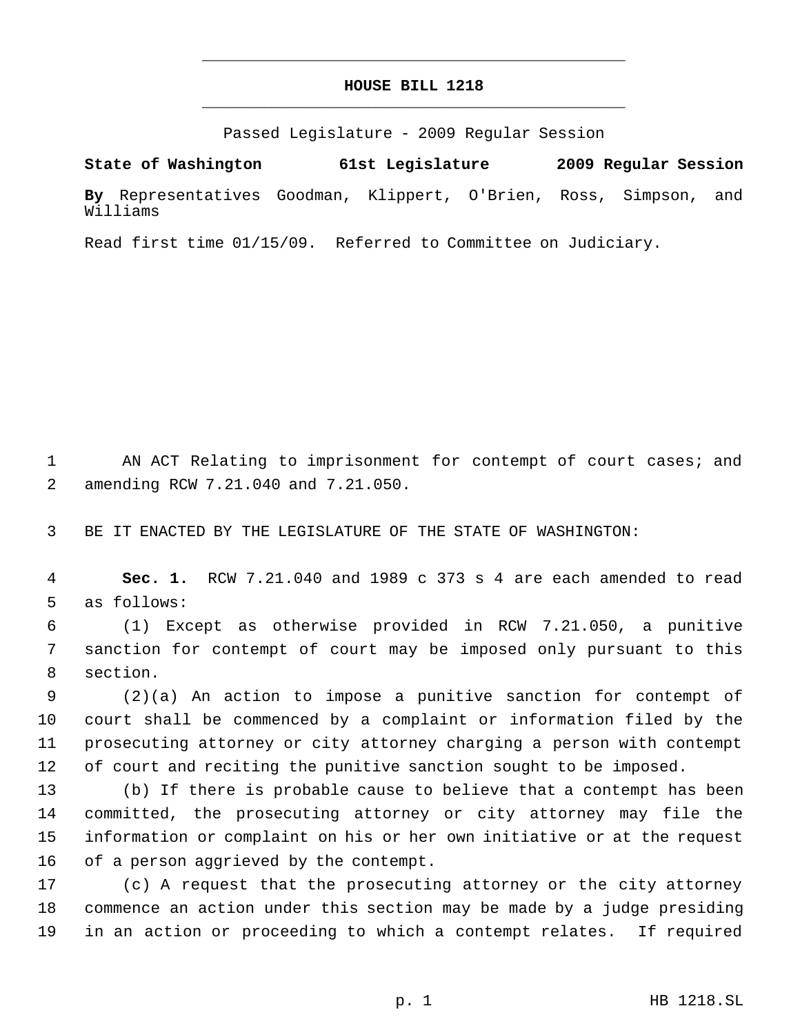# HOUSE BILL 1218

Passed Legislature - 2009 Regular Session

**State of Washington 61st Legislature 2009 Regular Session**

**By** Representatives Goodman, Klippert, O'Brien, Ross, Simpson, and Williams

Read first time 01/15/09. Referred to Committee on Judiciary.

AN ACT Relating to imprisonment for contempt of court cases; and amending RCW 7.21.040 and 7.21.050.

BE IT ENACTED BY THE LEGISLATURE OF THE STATE OF WASHINGTON:

**Sec. 1.** RCW 7.21.040 and 1989 c 373 s 4 are each amended to read as follows:

(1) Except as otherwise provided in RCW 7.21.050, a punitive sanction for contempt of court may be imposed only pursuant to this section.

(2)(a) An action to impose a punitive sanction for contempt of court shall be commenced by a complaint or information filed by the prosecuting attorney or city attorney charging a person with contempt of court and reciting the punitive sanction sought to be imposed.

(b) If there is probable cause to believe that a contempt has been committed, the prosecuting attorney or city attorney may file the information or complaint on his or her own initiative or at the request of a person aggrieved by the contempt.

(c) A request that the prosecuting attorney or the city attorney commence an action under this section may be made by a judge presiding in an action or proceeding to which a contempt relates. If required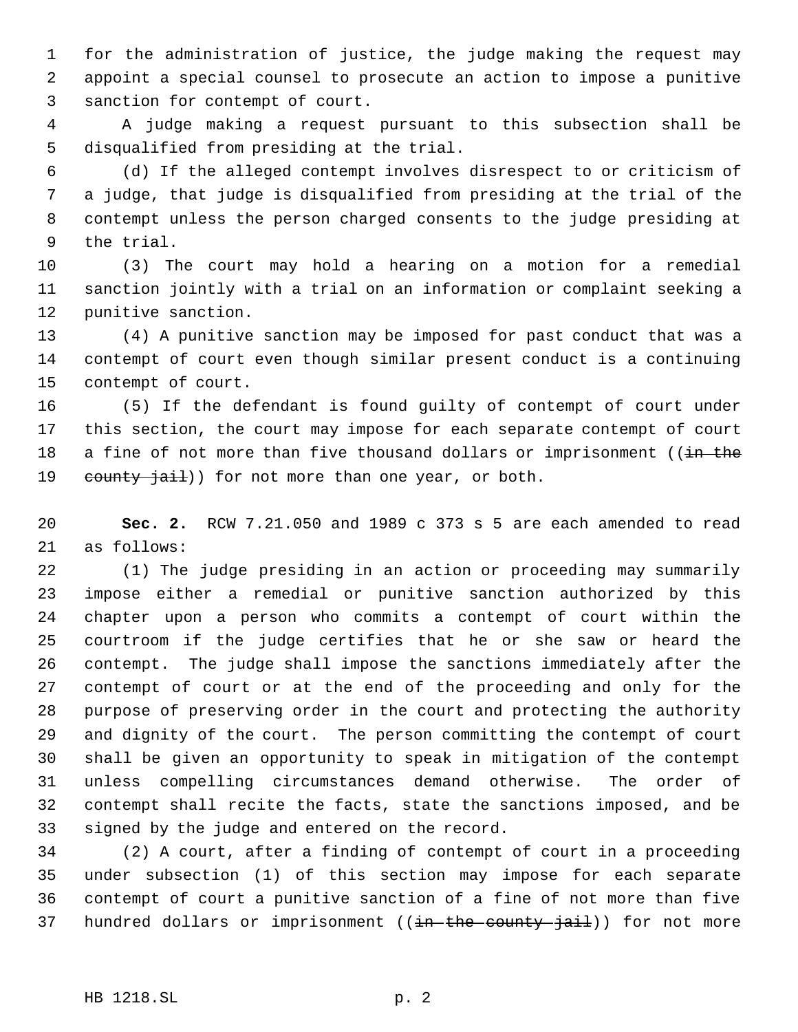for the administration of justice, the judge making the request may appoint a special counsel to prosecute an action to impose a punitive sanction for contempt of court.

A judge making a request pursuant to this subsection shall be disqualified from presiding at the trial.

(d) If the alleged contempt involves disrespect to or criticism of a judge, that judge is disqualified from presiding at the trial of the contempt unless the person charged consents to the judge presiding at the trial.

(3) The court may hold a hearing on a motion for a remedial sanction jointly with a trial on an information or complaint seeking a punitive sanction.

(4) A punitive sanction may be imposed for past conduct that was a contempt of court even though similar present conduct is a continuing contempt of court.

(5) If the defendant is found guilty of contempt of court under this section, the court may impose for each separate contempt of court a fine of not more than five thousand dollars or imprisonment ((~~in the county jail~~)) for not more than one year, or both.

**Sec. 2.** RCW 7.21.050 and 1989 c 373 s 5 are each amended to read as follows:

(1) The judge presiding in an action or proceeding may summarily impose either a remedial or punitive sanction authorized by this chapter upon a person who commits a contempt of court within the courtroom if the judge certifies that he or she saw or heard the contempt. The judge shall impose the sanctions immediately after the contempt of court or at the end of the proceeding and only for the purpose of preserving order in the court and protecting the authority and dignity of the court. The person committing the contempt of court shall be given an opportunity to speak in mitigation of the contempt unless compelling circumstances demand otherwise. The order of contempt shall recite the facts, state the sanctions imposed, and be signed by the judge and entered on the record.

(2) A court, after a finding of contempt of court in a proceeding under subsection (1) of this section may impose for each separate contempt of court a punitive sanction of a fine of not more than five hundred dollars or imprisonment ((~~in the county jail~~)) for not more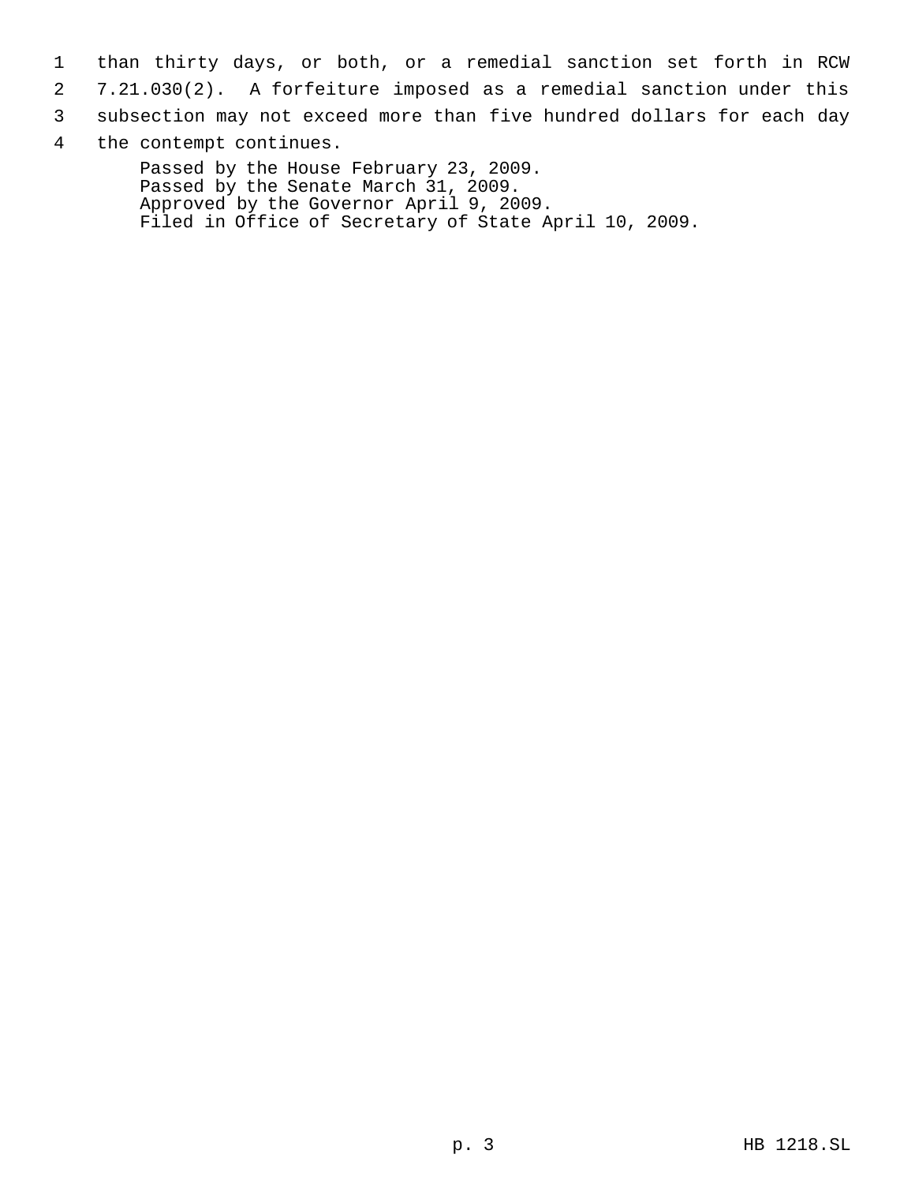than thirty days, or both, or a remedial sanction set forth in RCW 7.21.030(2). A forfeiture imposed as a remedial sanction under this subsection may not exceed more than five hundred dollars for each day the contempt continues.

Passed by the House February 23, 2009.
Passed by the Senate March 31, 2009.
Approved by the Governor April 9, 2009.
Filed in Office of Secretary of State April 10, 2009.